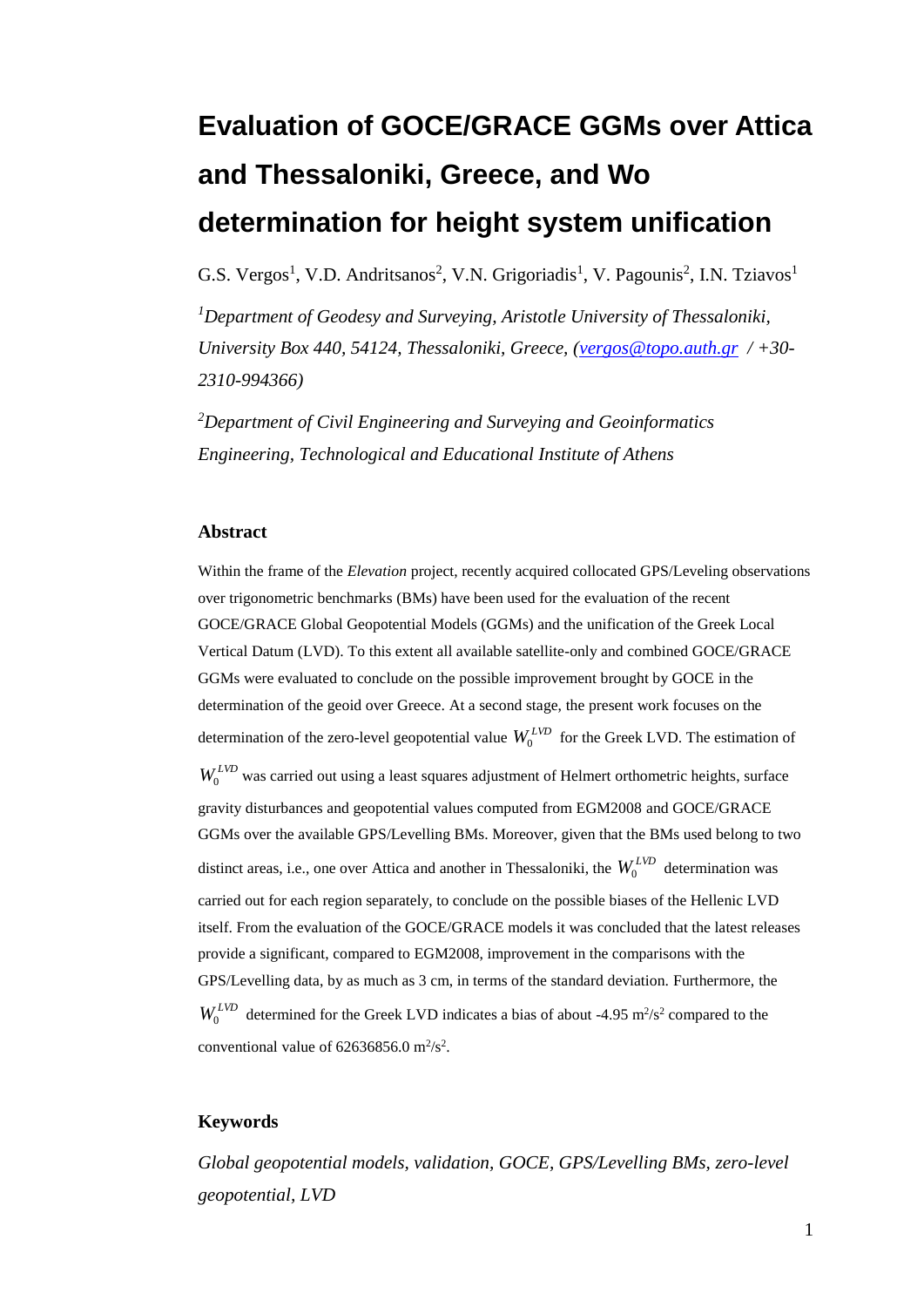# Evaluation of GOCE/GRACE GGMs over Attica and Thessaloniki, Greece, and Wo determination for height system unification

G.S. Vergos[1], V.D. Andritsanos[2], V.N. Grigoriadis[1], V. Pagounis[2], I.N. Tziavos[1]

[1]*Department of Geodesy and Surveying, Aristotle University of Thessaloniki, University Box 440, 54124, Thessaloniki, Greece, (vergos@topo.auth.gr / +30-2310-994366)*

[2]*Department of Civil Engineering and Surveying and Geoinformatics Engineering, Technological and Educational Institute of Athens*

## Abstract

Within the frame of the *Elevation* project, recently acquired collocated GPS/Leveling observations over trigonometric benchmarks (BMs) have been used for the evaluation of the recent GOCE/GRACE Global Geopotential Models (GGMs) and the unification of the Greek Local Vertical Datum (LVD). To this extent all available satellite-only and combined GOCE/GRACE GGMs were evaluated to conclude on the possible improvement brought by GOCE in the determination of the geoid over Greece. At a second stage, the present work focuses on the determination of the zero-level geopotential value $W_0^{LVD}$ for the Greek LVD. The estimation of $W_0^{LVD}$ was carried out using a least squares adjustment of Helmert orthometric heights, surface gravity disturbances and geopotential values computed from EGM2008 and GOCE/GRACE GGMs over the available GPS/Levelling BMs. Moreover, given that the BMs used belong to two distinct areas, i.e., one over Attica and another in Thessaloniki, the $W_0^{LVD}$ determination was carried out for each region separately, to conclude on the possible biases of the Hellenic LVD itself. From the evaluation of the GOCE/GRACE models it was concluded that the latest releases provide a significant, compared to EGM2008, improvement in the comparisons with the GPS/Levelling data, by as much as 3 cm, in terms of the standard deviation. Furthermore, the $W_0^{LVD}$ determined for the Greek LVD indicates a bias of about -4.95 $m^2/s^2$ compared to the conventional value of 62636856.0 $m^2/s^2$.

## Keywords

*Global geopotential models, validation, GOCE, GPS/Levelling BMs, zero-level geopotential, LVD*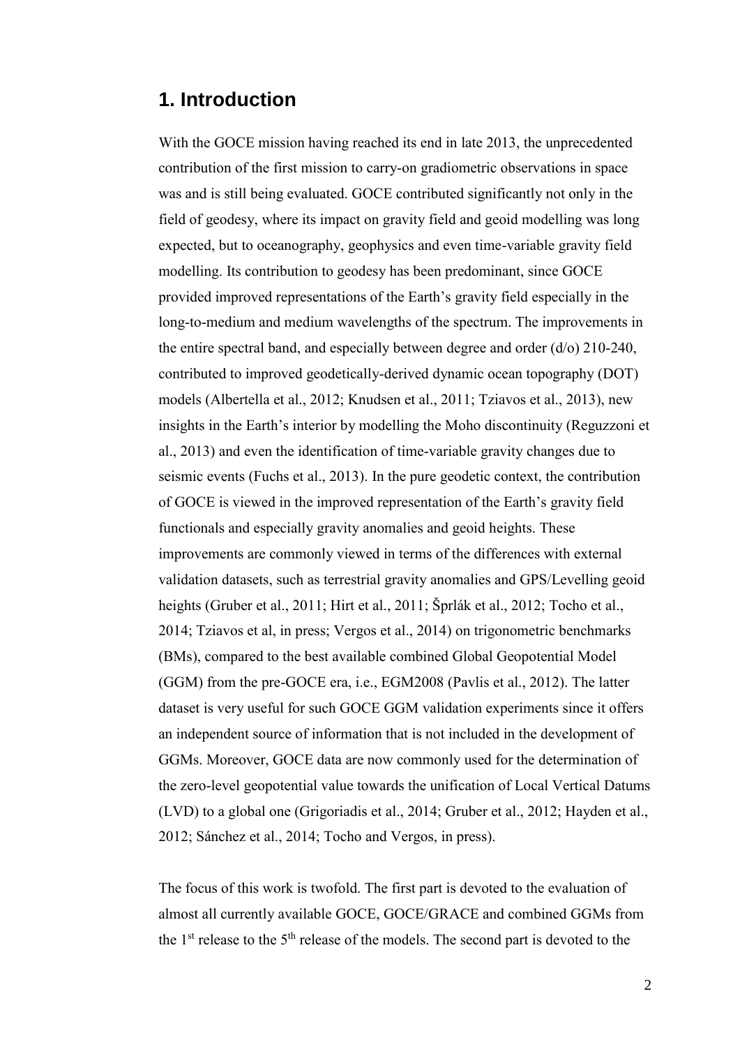# 1. Introduction

With the GOCE mission having reached its end in late 2013, the unprecedented contribution of the first mission to carry-on gradiometric observations in space was and is still being evaluated. GOCE contributed significantly not only in the field of geodesy, where its impact on gravity field and geoid modelling was long expected, but to oceanography, geophysics and even time-variable gravity field modelling. Its contribution to geodesy has been predominant, since GOCE provided improved representations of the Earth's gravity field especially in the long-to-medium and medium wavelengths of the spectrum. The improvements in the entire spectral band, and especially between degree and order (d/o) 210-240, contributed to improved geodetically-derived dynamic ocean topography (DOT) models (Albertella et al., 2012; Knudsen et al., 2011; Tziavos et al., 2013), new insights in the Earth's interior by modelling the Moho discontinuity (Reguzzoni et al., 2013) and even the identification of time-variable gravity changes due to seismic events (Fuchs et al., 2013). In the pure geodetic context, the contribution of GOCE is viewed in the improved representation of the Earth's gravity field functionals and especially gravity anomalies and geoid heights. These improvements are commonly viewed in terms of the differences with external validation datasets, such as terrestrial gravity anomalies and GPS/Levelling geoid heights (Gruber et al., 2011; Hirt et al., 2011; Šprlák et al., 2012; Tocho et al., 2014; Tziavos et al, in press; Vergos et al., 2014) on trigonometric benchmarks (BMs), compared to the best available combined Global Geopotential Model (GGM) from the pre-GOCE era, i.e., EGM2008 (Pavlis et al., 2012). The latter dataset is very useful for such GOCE GGM validation experiments since it offers an independent source of information that is not included in the development of GGMs. Moreover, GOCE data are now commonly used for the determination of the zero-level geopotential value towards the unification of Local Vertical Datums (LVD) to a global one (Grigoriadis et al., 2014; Gruber et al., 2012; Hayden et al., 2012; Sánchez et al., 2014; Tocho and Vergos, in press).

The focus of this work is twofold. The first part is devoted to the evaluation of almost all currently available GOCE, GOCE/GRACE and combined GGMs from the 1st release to the 5th release of the models. The second part is devoted to the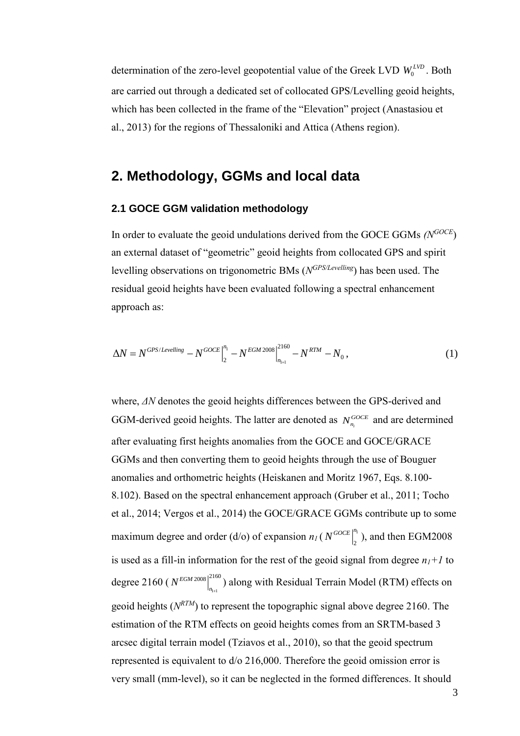determination of the zero-level geopotential value of the Greek LVD $W_0^{LVD}$. Both are carried out through a dedicated set of collocated GPS/Levelling geoid heights, which has been collected in the frame of the "Elevation" project (Anastasiou et al., 2013) for the regions of Thessaloniki and Attica (Athens region).

## 2. Methodology, GGMs and local data

### 2.1 GOCE GGM validation methodology

In order to evaluate the geoid undulations derived from the GOCE GGMs ($N^{GOCE}$) an external dataset of "geometric" geoid heights from collocated GPS and spirit levelling observations on trigonometric BMs ($N^{GPS/Levelling}$) has been used. The residual geoid heights have been evaluated following a spectral enhancement approach as:

$$\Delta N = N^{GPS/Levelling} - N^{GOCE}\Big|_2^{n_1} - N^{EGM2008}\Big|_{n_{1+1}}^{2160} - N^{RTM} - N_0\,, \tag{1}$$

where, $\Delta N$ denotes the geoid heights differences between the GPS-derived and GGM-derived geoid heights. The latter are denoted as $N_{n_i}^{GOCE}$ and are determined after evaluating first heights anomalies from the GOCE and GOCE/GRACE GGMs and then converting them to geoid heights through the use of Bouguer anomalies and orthometric heights (Heiskanen and Moritz 1967, Eqs. 8.100-8.102). Based on the spectral enhancement approach (Gruber et al., 2011; Tocho et al., 2014; Vergos et al., 2014) the GOCE/GRACE GGMs contribute up to some maximum degree and order (d/o) of expansion $n_1$ ($N^{GOCE}\Big|_2^{n_1}$), and then EGM2008 is used as a fill-in information for the rest of the geoid signal from degree $n_1+1$ to degree 2160 ($N^{EGM2008}\Big|_{n_{1+1}}^{2160}$) along with Residual Terrain Model (RTM) effects on geoid heights ($N^{RTM}$) to represent the topographic signal above degree 2160. The estimation of the RTM effects on geoid heights comes from an SRTM-based 3 arcsec digital terrain model (Tziavos et al., 2010), so that the geoid spectrum represented is equivalent to d/o 216,000. Therefore the geoid omission error is very small (mm-level), so it can be neglected in the formed differences. It should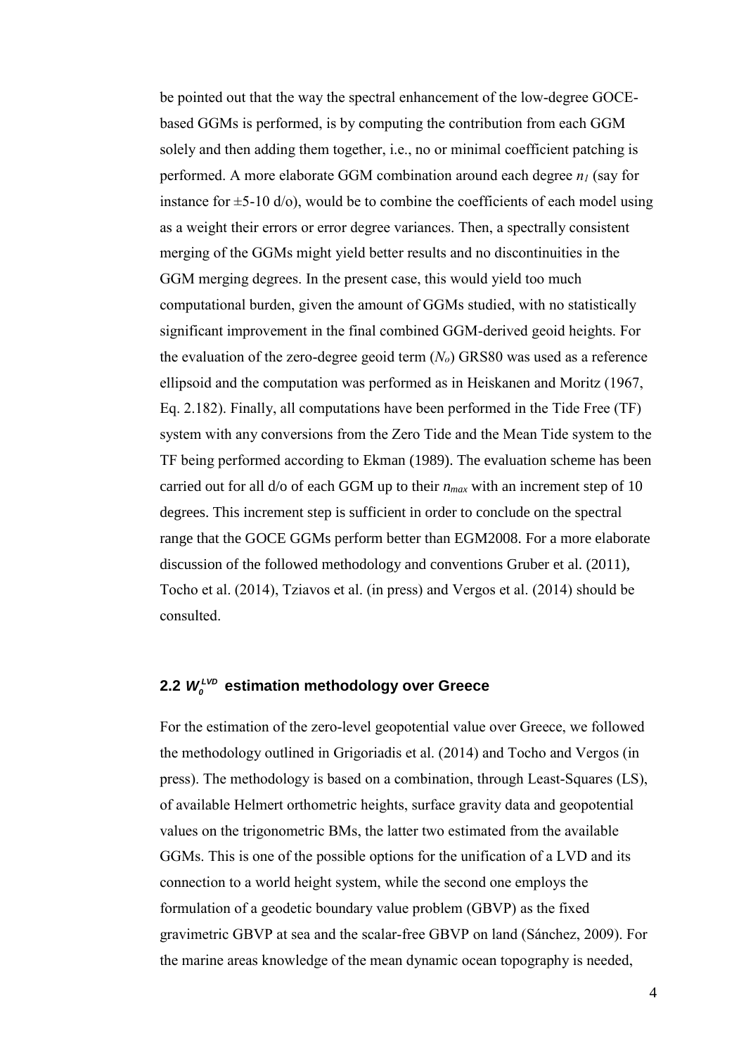be pointed out that the way the spectral enhancement of the low-degree GOCE-based GGMs is performed, is by computing the contribution from each GGM solely and then adding them together, i.e., no or minimal coefficient patching is performed. A more elaborate GGM combination around each degree $n_1$ (say for instance for ±5-10 d/o), would be to combine the coefficients of each model using as a weight their errors or error degree variances. Then, a spectrally consistent merging of the GGMs might yield better results and no discontinuities in the GGM merging degrees. In the present case, this would yield too much computational burden, given the amount of GGMs studied, with no statistically significant improvement in the final combined GGM-derived geoid heights. For the evaluation of the zero-degree geoid term ($N_o$) GRS80 was used as a reference ellipsoid and the computation was performed as in Heiskanen and Moritz (1967, Eq. 2.182). Finally, all computations have been performed in the Tide Free (TF) system with any conversions from the Zero Tide and the Mean Tide system to the TF being performed according to Ekman (1989). The evaluation scheme has been carried out for all d/o of each GGM up to their $n_{max}$ with an increment step of 10 degrees. This increment step is sufficient in order to conclude on the spectral range that the GOCE GGMs perform better than EGM2008. For a more elaborate discussion of the followed methodology and conventions Gruber et al. (2011), Tocho et al. (2014), Tziavos et al. (in press) and Vergos et al. (2014) should be consulted.

## 2.2 $W_0^{LVD}$ estimation methodology over Greece

For the estimation of the zero-level geopotential value over Greece, we followed the methodology outlined in Grigoriadis et al. (2014) and Tocho and Vergos (in press). The methodology is based on a combination, through Least-Squares (LS), of available Helmert orthometric heights, surface gravity data and geopotential values on the trigonometric BMs, the latter two estimated from the available GGMs. This is one of the possible options for the unification of a LVD and its connection to a world height system, while the second one employs the formulation of a geodetic boundary value problem (GBVP) as the fixed gravimetric GBVP at sea and the scalar-free GBVP on land (Sánchez, 2009). For the marine areas knowledge of the mean dynamic ocean topography is needed,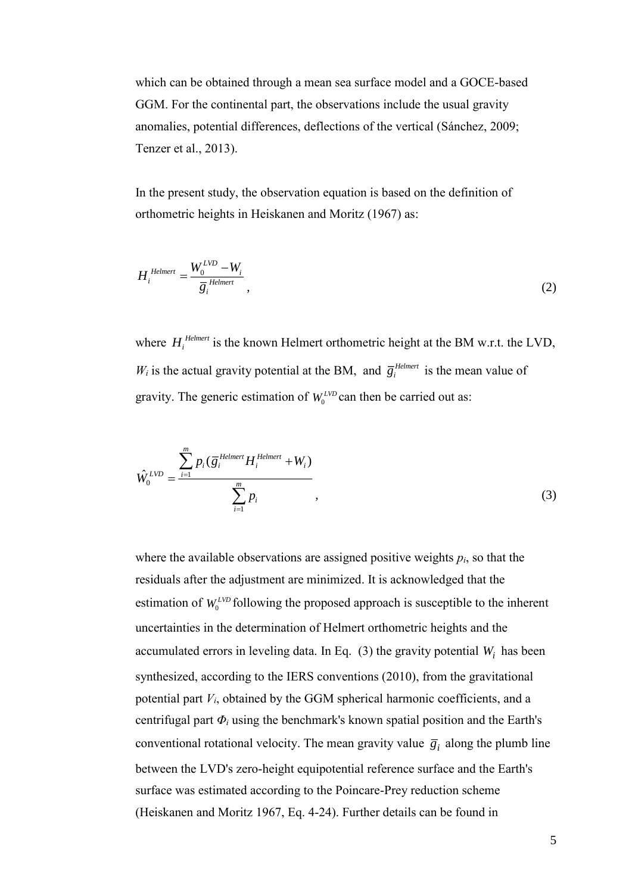which can be obtained through a mean sea surface model and a GOCE-based GGM. For the continental part, the observations include the usual gravity anomalies, potential differences, deflections of the vertical (Sánchez, 2009; Tenzer et al., 2013).

In the present study, the observation equation is based on the definition of orthometric heights in Heiskanen and Moritz (1967) as:

$$H_i^{Helmert} = \frac{W_0^{LVD} - W_i}{\bar{g}_i^{Helmert}} \quad , \tag{2}$$

where $H_i^{Helmert}$ is the known Helmert orthometric height at the BM w.r.t. the LVD, $W_i$ is the actual gravity potential at the BM, and $\bar{g}_i^{Helmert}$ is the mean value of gravity. The generic estimation of $W_0^{LVD}$ can then be carried out as:

$$\hat{W}_0^{LVD} = \frac{\sum_{i=1}^{m} p_i (\bar{g}_i^{Helmert} H_i^{Helmert} + W_i)}{\sum_{i=1}^{m} p_i} \quad , \tag{3}$$

where the available observations are assigned positive weights $p_i$, so that the residuals after the adjustment are minimized. It is acknowledged that the estimation of $W_0^{LVD}$ following the proposed approach is susceptible to the inherent uncertainties in the determination of Helmert orthometric heights and the accumulated errors in leveling data. In Eq. (3) the gravity potential $W_i$ has been synthesized, according to the IERS conventions (2010), from the gravitational potential part $V_i$, obtained by the GGM spherical harmonic coefficients, and a centrifugal part $\Phi_i$ using the benchmark's known spatial position and the Earth's conventional rotational velocity. The mean gravity value $\bar{g}_i$ along the plumb line between the LVD's zero-height equipotential reference surface and the Earth's surface was estimated according to the Poincare-Prey reduction scheme (Heiskanen and Moritz 1967, Eq. 4-24). Further details can be found in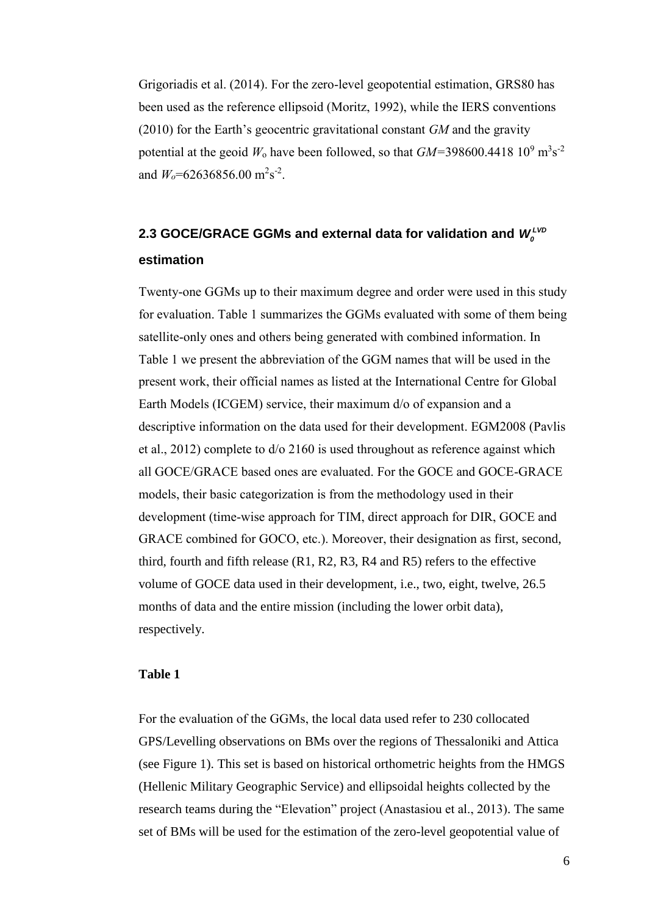Grigoriadis et al. (2014). For the zero-level geopotential estimation, GRS80 has been used as the reference ellipsoid (Moritz, 1992), while the IERS conventions (2010) for the Earth's geocentric gravitational constant *GM* and the gravity potential at the geoid $W_o$ have been followed, so that $GM$=398600.4418 $10^9$ $m^3s^{-2}$ and $W_o$=62636856.00 $m^2s^{-2}$.

## 2.3 GOCE/GRACE GGMs and external data for validation and $W_0^{LVD}$ estimation

Twenty-one GGMs up to their maximum degree and order were used in this study for evaluation. Table 1 summarizes the GGMs evaluated with some of them being satellite-only ones and others being generated with combined information. In Table 1 we present the abbreviation of the GGM names that will be used in the present work, their official names as listed at the International Centre for Global Earth Models (ICGEM) service, their maximum d/o of expansion and a descriptive information on the data used for their development. EGM2008 (Pavlis et al., 2012) complete to d/o 2160 is used throughout as reference against which all GOCE/GRACE based ones are evaluated. For the GOCE and GOCE-GRACE models, their basic categorization is from the methodology used in their development (time-wise approach for TIM, direct approach for DIR, GOCE and GRACE combined for GOCO, etc.). Moreover, their designation as first, second, third, fourth and fifth release (R1, R2, R3, R4 and R5) refers to the effective volume of GOCE data used in their development, i.e., two, eight, twelve, 26.5 months of data and the entire mission (including the lower orbit data), respectively.

**Table 1**

For the evaluation of the GGMs, the local data used refer to 230 collocated GPS/Levelling observations on BMs over the regions of Thessaloniki and Attica (see Figure 1). This set is based on historical orthometric heights from the HMGS (Hellenic Military Geographic Service) and ellipsoidal heights collected by the research teams during the "Elevation" project (Anastasiou et al., 2013). The same set of BMs will be used for the estimation of the zero-level geopotential value of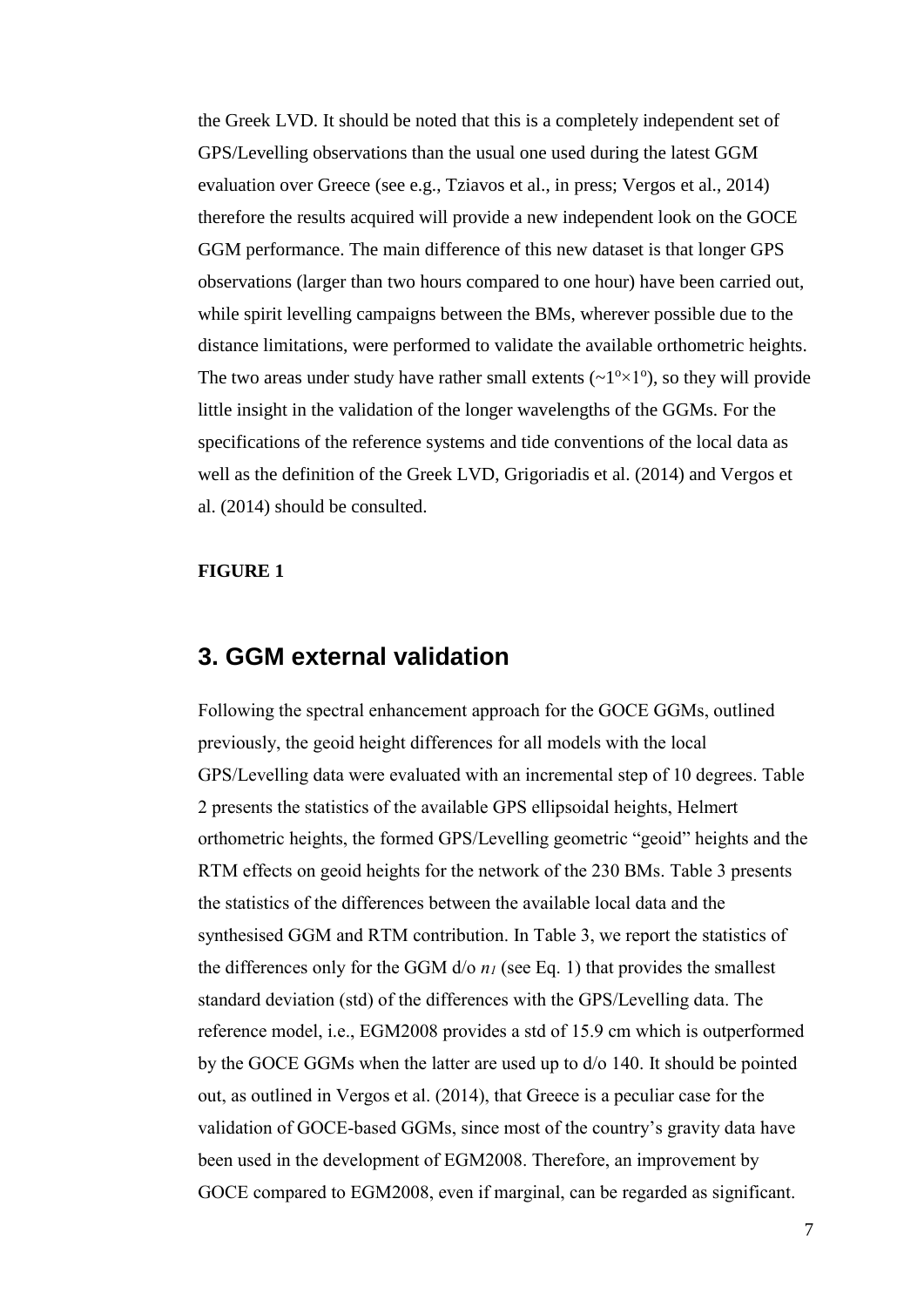the Greek LVD. It should be noted that this is a completely independent set of GPS/Levelling observations than the usual one used during the latest GGM evaluation over Greece (see e.g., Tziavos et al., in press; Vergos et al., 2014) therefore the results acquired will provide a new independent look on the GOCE GGM performance. The main difference of this new dataset is that longer GPS observations (larger than two hours compared to one hour) have been carried out, while spirit levelling campaigns between the BMs, wherever possible due to the distance limitations, were performed to validate the available orthometric heights. The two areas under study have rather small extents ($\sim 1^{o} \times 1^{o}$), so they will provide little insight in the validation of the longer wavelengths of the GGMs. For the specifications of the reference systems and tide conventions of the local data as well as the definition of the Greek LVD, Grigoriadis et al. (2014) and Vergos et al. (2014) should be consulted.

**FIGURE 1**

## 3. GGM external validation

Following the spectral enhancement approach for the GOCE GGMs, outlined previously, the geoid height differences for all models with the local GPS/Levelling data were evaluated with an incremental step of 10 degrees. Table 2 presents the statistics of the available GPS ellipsoidal heights, Helmert orthometric heights, the formed GPS/Levelling geometric "geoid" heights and the RTM effects on geoid heights for the network of the 230 BMs. Table 3 presents the statistics of the differences between the available local data and the synthesised GGM and RTM contribution. In Table 3, we report the statistics of the differences only for the GGM d/o $n_1$ (see Eq. 1) that provides the smallest standard deviation (std) of the differences with the GPS/Levelling data. The reference model, i.e., EGM2008 provides a std of 15.9 cm which is outperformed by the GOCE GGMs when the latter are used up to d/o 140. It should be pointed out, as outlined in Vergos et al. (2014), that Greece is a peculiar case for the validation of GOCE-based GGMs, since most of the country's gravity data have been used in the development of EGM2008. Therefore, an improvement by GOCE compared to EGM2008, even if marginal, can be regarded as significant.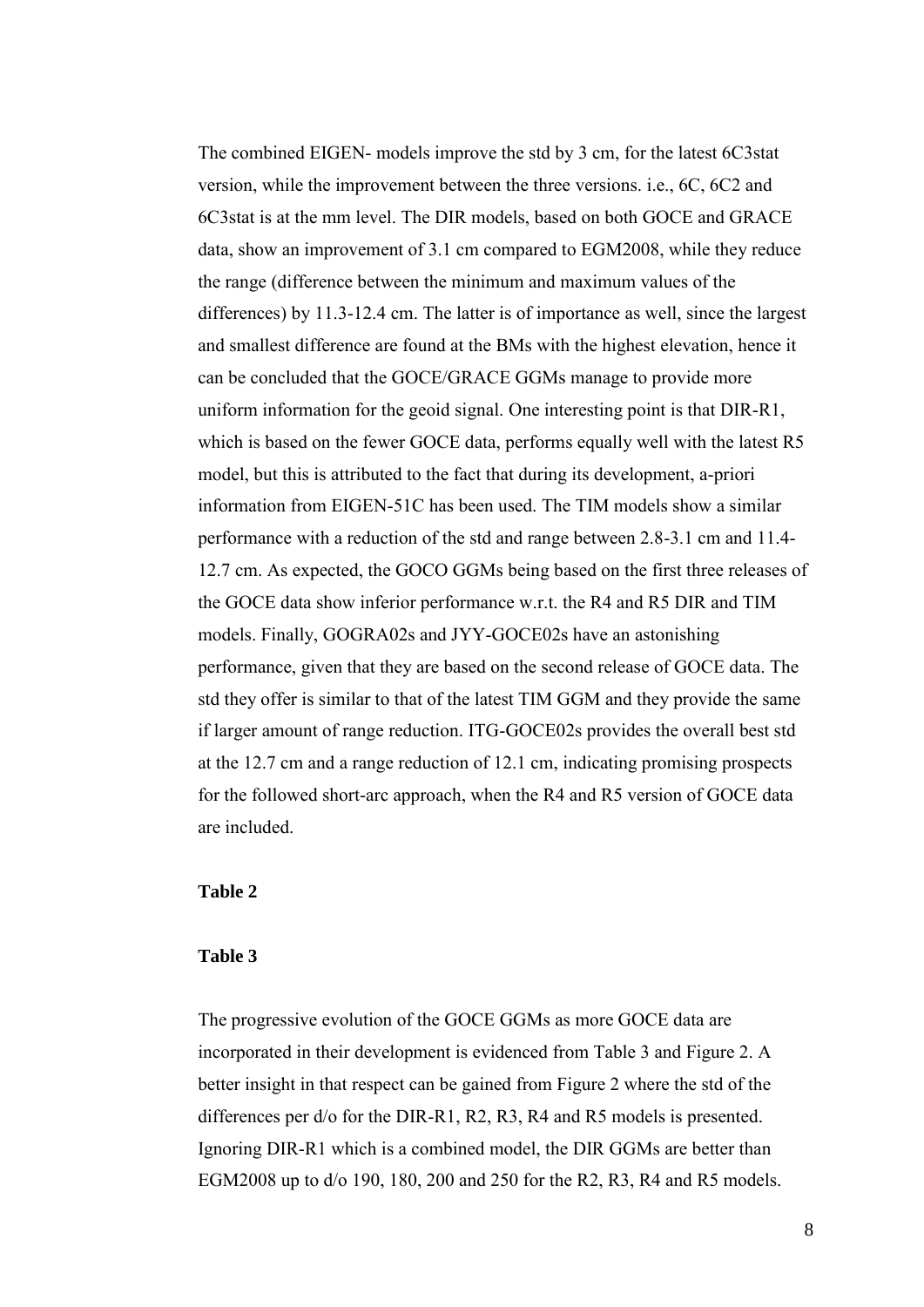The combined EIGEN- models improve the std by 3 cm, for the latest 6C3stat version, while the improvement between the three versions. i.e., 6C, 6C2 and 6C3stat is at the mm level. The DIR models, based on both GOCE and GRACE data, show an improvement of 3.1 cm compared to EGM2008, while they reduce the range (difference between the minimum and maximum values of the differences) by 11.3-12.4 cm. The latter is of importance as well, since the largest and smallest difference are found at the BMs with the highest elevation, hence it can be concluded that the GOCE/GRACE GGMs manage to provide more uniform information for the geoid signal. One interesting point is that DIR-R1, which is based on the fewer GOCE data, performs equally well with the latest R5 model, but this is attributed to the fact that during its development, a-priori information from EIGEN-51C has been used. The TIM models show a similar performance with a reduction of the std and range between 2.8-3.1 cm and 11.4-12.7 cm. As expected, the GOCO GGMs being based on the first three releases of the GOCE data show inferior performance w.r.t. the R4 and R5 DIR and TIM models. Finally, GOGRA02s and JYY-GOCE02s have an astonishing performance, given that they are based on the second release of GOCE data. The std they offer is similar to that of the latest TIM GGM and they provide the same if larger amount of range reduction. ITG-GOCE02s provides the overall best std at the 12.7 cm and a range reduction of 12.1 cm, indicating promising prospects for the followed short-arc approach, when the R4 and R5 version of GOCE data are included.

**Table 2**

**Table 3**

The progressive evolution of the GOCE GGMs as more GOCE data are incorporated in their development is evidenced from Table 3 and Figure 2. A better insight in that respect can be gained from Figure 2 where the std of the differences per d/o for the DIR-R1, R2, R3, R4 and R5 models is presented. Ignoring DIR-R1 which is a combined model, the DIR GGMs are better than EGM2008 up to d/o 190, 180, 200 and 250 for the R2, R3, R4 and R5 models.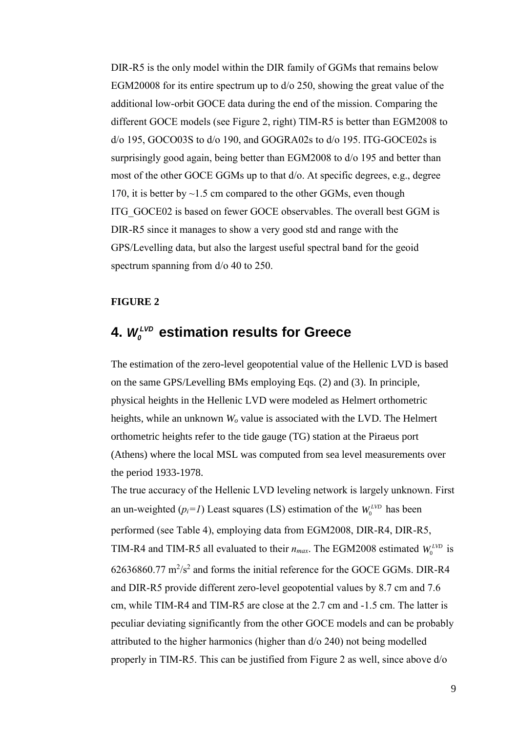DIR-R5 is the only model within the DIR family of GGMs that remains below EGM20008 for its entire spectrum up to d/o 250, showing the great value of the additional low-orbit GOCE data during the end of the mission. Comparing the different GOCE models (see Figure 2, right) TIM-R5 is better than EGM2008 to d/o 195, GOCO03S to d/o 190, and GOGRA02s to d/o 195. ITG-GOCE02s is surprisingly good again, being better than EGM2008 to d/o 195 and better than most of the other GOCE GGMs up to that d/o. At specific degrees, e.g., degree 170, it is better by ~1.5 cm compared to the other GGMs, even though ITG_GOCE02 is based on fewer GOCE observables. The overall best GGM is DIR-R5 since it manages to show a very good std and range with the GPS/Levelling data, but also the largest useful spectral band for the geoid spectrum spanning from d/o 40 to 250.

**FIGURE 2**

## 4. $W_0^{LVD}$ estimation results for Greece

The estimation of the zero-level geopotential value of the Hellenic LVD is based on the same GPS/Levelling BMs employing Eqs. (2) and (3). In principle, physical heights in the Hellenic LVD were modeled as Helmert orthometric heights, while an unknown $W_o$ value is associated with the LVD. The Helmert orthometric heights refer to the tide gauge (TG) station at the Piraeus port (Athens) where the local MSL was computed from sea level measurements over the period 1933-1978.

The true accuracy of the Hellenic LVD leveling network is largely unknown. First an un-weighted ($p_i=1$) Least squares (LS) estimation of the $W_0^{LVD}$ has been performed (see Table 4), employing data from EGM2008, DIR-R4, DIR-R5, TIM-R4 and TIM-R5 all evaluated to their $n_{max}$. The EGM2008 estimated $W_0^{LVD}$ is 62636860.77 $m^2/s^2$ and forms the initial reference for the GOCE GGMs. DIR-R4 and DIR-R5 provide different zero-level geopotential values by 8.7 cm and 7.6 cm, while TIM-R4 and TIM-R5 are close at the 2.7 cm and -1.5 cm. The latter is peculiar deviating significantly from the other GOCE models and can be probably attributed to the higher harmonics (higher than d/o 240) not being modelled properly in TIM-R5. This can be justified from Figure 2 as well, since above d/o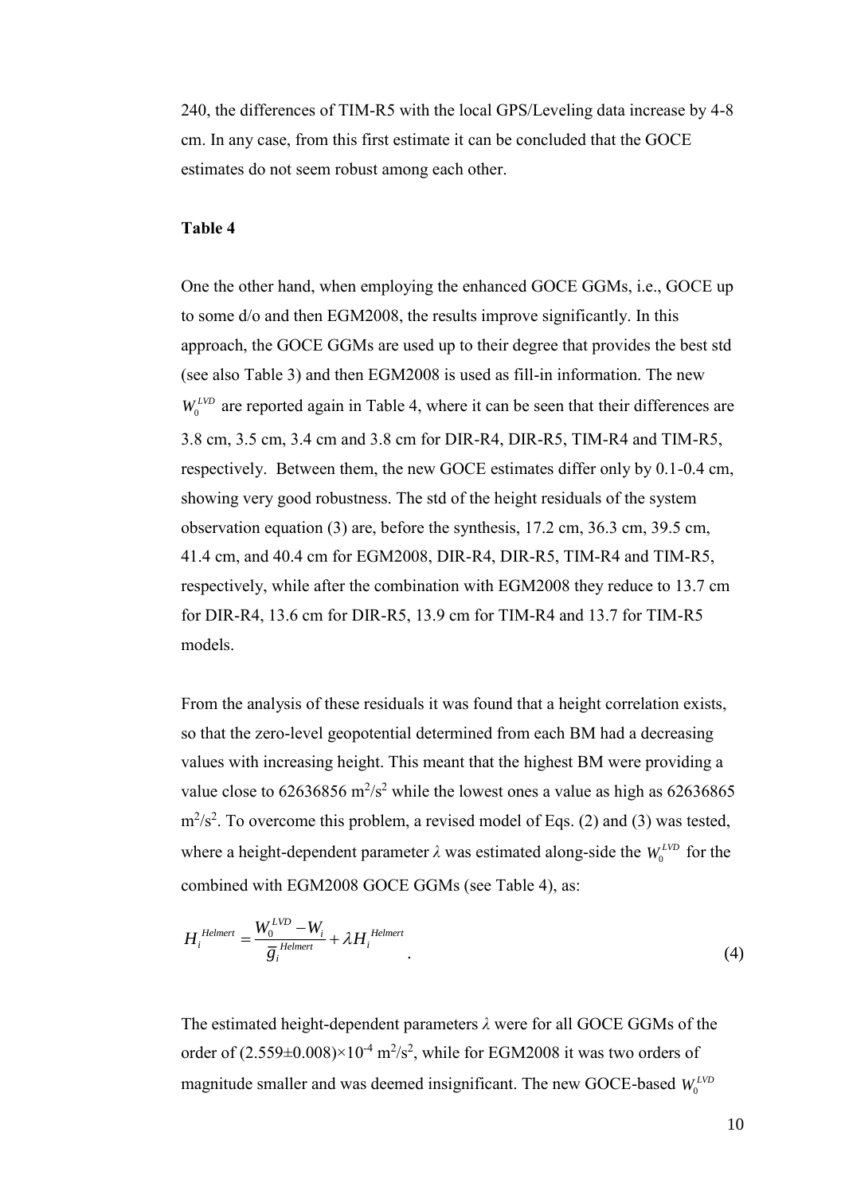240, the differences of TIM-R5 with the local GPS/Leveling data increase by 4-8 cm. In any case, from this first estimate it can be concluded that the GOCE estimates do not seem robust among each other.

**Table 4**

One the other hand, when employing the enhanced GOCE GGMs, i.e., GOCE up to some d/o and then EGM2008, the results improve significantly. In this approach, the GOCE GGMs are used up to their degree that provides the best std (see also Table 3) and then EGM2008 is used as fill-in information. The new $W_0^{LVD}$ are reported again in Table 4, where it can be seen that their differences are 3.8 cm, 3.5 cm, 3.4 cm and 3.8 cm for DIR-R4, DIR-R5, TIM-R4 and TIM-R5, respectively. Between them, the new GOCE estimates differ only by 0.1-0.4 cm, showing very good robustness. The std of the height residuals of the system observation equation (3) are, before the synthesis, 17.2 cm, 36.3 cm, 39.5 cm, 41.4 cm, and 40.4 cm for EGM2008, DIR-R4, DIR-R5, TIM-R4 and TIM-R5, respectively, while after the combination with EGM2008 they reduce to 13.7 cm for DIR-R4, 13.6 cm for DIR-R5, 13.9 cm for TIM-R4 and 13.7 for TIM-R5 models.

From the analysis of these residuals it was found that a height correlation exists, so that the zero-level geopotential determined from each BM had a decreasing values with increasing height. This meant that the highest BM were providing a value close to 62636856 m$^2$/s$^2$ while the lowest ones a value as high as 62636865 m$^2$/s$^2$. To overcome this problem, a revised model of Eqs. (2) and (3) was tested, where a height-dependent parameter $\lambda$ was estimated along-side the $W_0^{LVD}$ for the combined with EGM2008 GOCE GGMs (see Table 4), as:

$$H_i^{Helmert} = \frac{W_0^{LVD} - W_i}{\bar{g}_i^{Helmert}} + \lambda H_i^{Helmert} \quad . \tag{4}$$

The estimated height-dependent parameters $\lambda$ were for all GOCE GGMs of the order of $(2.559 \pm 0.008) \times 10^{-4}$ m$^2$/s$^2$, while for EGM2008 it was two orders of magnitude smaller and was deemed insignificant. The new GOCE-based $W_0^{LVD}$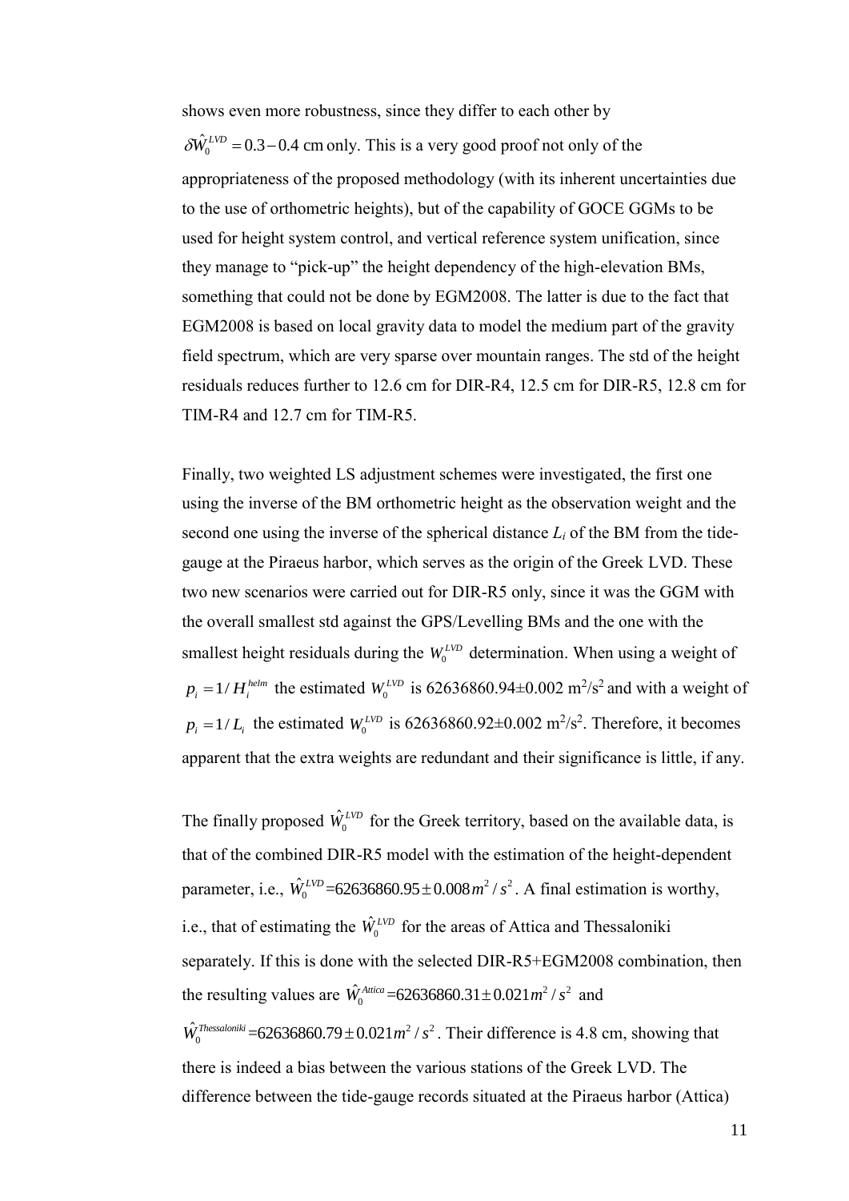shows even more robustness, since they differ to each other by $\delta\hat{W}_0^{LVD} = 0.3 - 0.4$ cm only. This is a very good proof not only of the appropriateness of the proposed methodology (with its inherent uncertainties due to the use of orthometric heights), but of the capability of GOCE GGMs to be used for height system control, and vertical reference system unification, since they manage to "pick-up" the height dependency of the high-elevation BMs, something that could not be done by EGM2008. The latter is due to the fact that EGM2008 is based on local gravity data to model the medium part of the gravity field spectrum, which are very sparse over mountain ranges. The std of the height residuals reduces further to 12.6 cm for DIR-R4, 12.5 cm for DIR-R5, 12.8 cm for TIM-R4 and 12.7 cm for TIM-R5.

Finally, two weighted LS adjustment schemes were investigated, the first one using the inverse of the BM orthometric height as the observation weight and the second one using the inverse of the spherical distance $L_i$ of the BM from the tide-gauge at the Piraeus harbor, which serves as the origin of the Greek LVD. These two new scenarios were carried out for DIR-R5 only, since it was the GGM with the overall smallest std against the GPS/Levelling BMs and the one with the smallest height residuals during the $W_0^{LVD}$ determination. When using a weight of $p_i = 1/H_i^{helm}$ the estimated $W_0^{LVD}$ is 62636860.94±0.002 m$^2$/s$^2$ and with a weight of $p_i = 1/L_i$ the estimated $W_0^{LVD}$ is 62636860.92±0.002 m$^2$/s$^2$. Therefore, it becomes apparent that the extra weights are redundant and their significance is little, if any.

The finally proposed $\hat{W}_0^{LVD}$ for the Greek territory, based on the available data, is that of the combined DIR-R5 model with the estimation of the height-dependent parameter, i.e., $\hat{W}_0^{LVD} = 62636860.95 \pm 0.008\, m^2/s^2$. A final estimation is worthy, i.e., that of estimating the $\hat{W}_0^{LVD}$ for the areas of Attica and Thessaloniki separately. If this is done with the selected DIR-R5+EGM2008 combination, then the resulting values are $\hat{W}_0^{Attica} = 62636860.31 \pm 0.021\, m^2/s^2$ and $\hat{W}_0^{Thessaloniki} = 62636860.79 \pm 0.021\, m^2/s^2$. Their difference is 4.8 cm, showing that there is indeed a bias between the various stations of the Greek LVD. The difference between the tide-gauge records situated at the Piraeus harbor (Attica)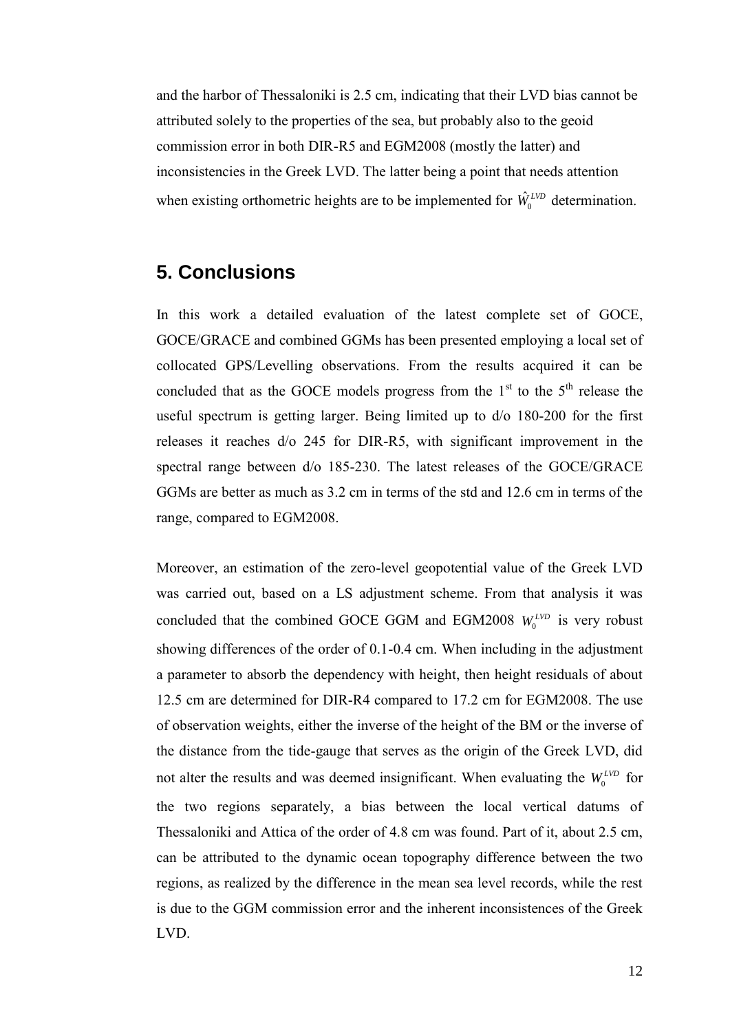and the harbor of Thessaloniki is 2.5 cm, indicating that their LVD bias cannot be attributed solely to the properties of the sea, but probably also to the geoid commission error in both DIR-R5 and EGM2008 (mostly the latter) and inconsistencies in the Greek LVD. The latter being a point that needs attention when existing orthometric heights are to be implemented for $\hat{W}_0^{LVD}$ determination.

## 5. Conclusions

In this work a detailed evaluation of the latest complete set of GOCE, GOCE/GRACE and combined GGMs has been presented employing a local set of collocated GPS/Levelling observations. From the results acquired it can be concluded that as the GOCE models progress from the 1st to the 5th release the useful spectrum is getting larger. Being limited up to d/o 180-200 for the first releases it reaches d/o 245 for DIR-R5, with significant improvement in the spectral range between d/o 185-230. The latest releases of the GOCE/GRACE GGMs are better as much as 3.2 cm in terms of the std and 12.6 cm in terms of the range, compared to EGM2008.

Moreover, an estimation of the zero-level geopotential value of the Greek LVD was carried out, based on a LS adjustment scheme. From that analysis it was concluded that the combined GOCE GGM and EGM2008 $W_0^{LVD}$ is very robust showing differences of the order of 0.1-0.4 cm. When including in the adjustment a parameter to absorb the dependency with height, then height residuals of about 12.5 cm are determined for DIR-R4 compared to 17.2 cm for EGM2008. The use of observation weights, either the inverse of the height of the BM or the inverse of the distance from the tide-gauge that serves as the origin of the Greek LVD, did not alter the results and was deemed insignificant. When evaluating the $W_0^{LVD}$ for the two regions separately, a bias between the local vertical datums of Thessaloniki and Attica of the order of 4.8 cm was found. Part of it, about 2.5 cm, can be attributed to the dynamic ocean topography difference between the two regions, as realized by the difference in the mean sea level records, while the rest is due to the GGM commission error and the inherent inconsistences of the Greek LVD.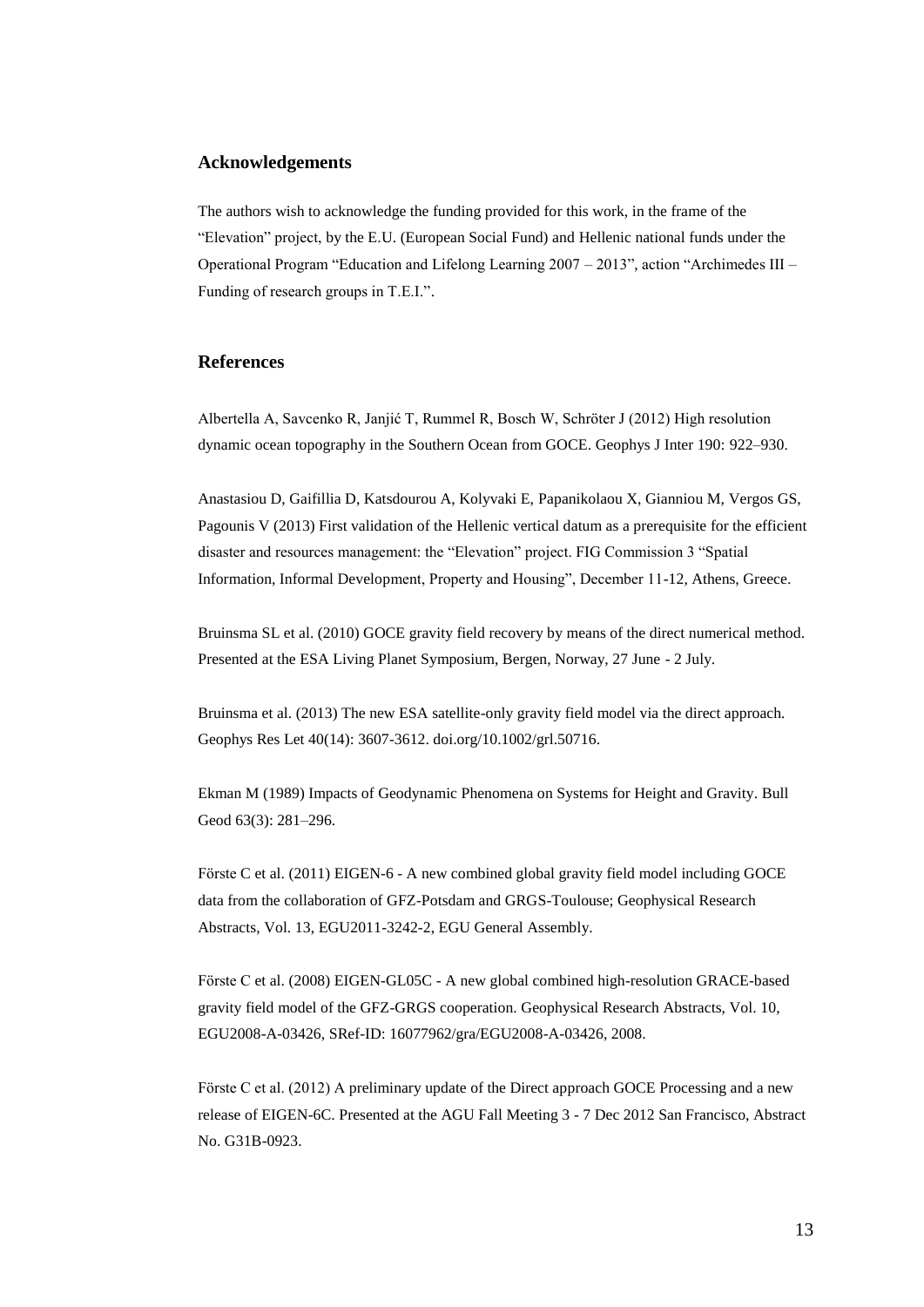## Acknowledgements

The authors wish to acknowledge the funding provided for this work, in the frame of the "Elevation" project, by the E.U. (European Social Fund) and Hellenic national funds under the Operational Program "Education and Lifelong Learning 2007 – 2013", action "Archimedes III – Funding of research groups in T.E.I.".

## References

Albertella A, Savcenko R, Janjić T, Rummel R, Bosch W, Schröter J (2012) High resolution dynamic ocean topography in the Southern Ocean from GOCE. Geophys J Inter 190: 922–930.

Anastasiou D, Gaifillia D, Katsdourou A, Kolyvaki E, Papanikolaou X, Gianniou M, Vergos GS, Pagounis V (2013) First validation of the Hellenic vertical datum as a prerequisite for the efficient disaster and resources management: the "Elevation" project. FIG Commission 3 "Spatial Information, Informal Development, Property and Housing", December 11-12, Athens, Greece.

Bruinsma SL et al. (2010) GOCE gravity field recovery by means of the direct numerical method. Presented at the ESA Living Planet Symposium, Bergen, Norway, 27 June - 2 July.

Bruinsma et al. (2013) The new ESA satellite-only gravity field model via the direct approach. Geophys Res Let 40(14): 3607-3612. doi.org/10.1002/grl.50716.

Ekman M (1989) Impacts of Geodynamic Phenomena on Systems for Height and Gravity. Bull Geod 63(3): 281–296.

Förste C et al. (2011) EIGEN-6 - A new combined global gravity field model including GOCE data from the collaboration of GFZ-Potsdam and GRGS-Toulouse; Geophysical Research Abstracts, Vol. 13, EGU2011-3242-2, EGU General Assembly.

Förste C et al. (2008) EIGEN-GL05C - A new global combined high-resolution GRACE-based gravity field model of the GFZ-GRGS cooperation. Geophysical Research Abstracts, Vol. 10, EGU2008-A-03426, SRef-ID: 16077962/gra/EGU2008-A-03426, 2008.

Förste C et al. (2012) A preliminary update of the Direct approach GOCE Processing and a new release of EIGEN-6C. Presented at the AGU Fall Meeting 3 - 7 Dec 2012 San Francisco, Abstract No. G31B-0923.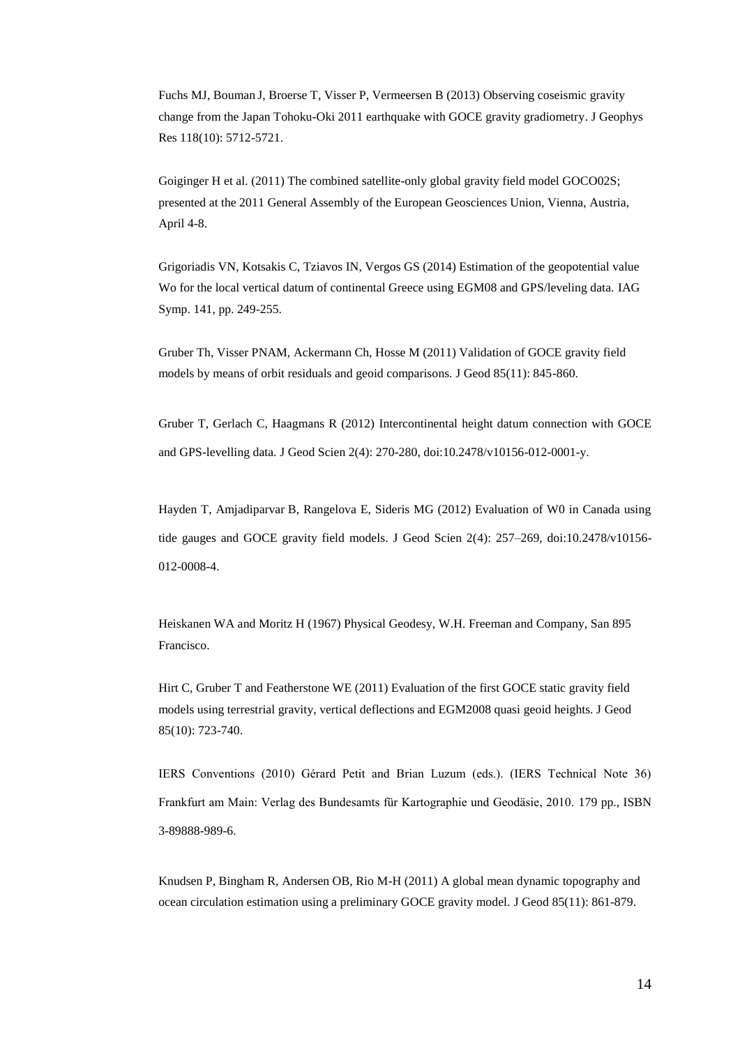Fuchs MJ, Bouman J, Broerse T, Visser P, Vermeersen B (2013) Observing coseismic gravity change from the Japan Tohoku-Oki 2011 earthquake with GOCE gravity gradiometry. J Geophys Res 118(10): 5712-5721.

Goiginger H et al. (2011) The combined satellite-only global gravity field model GOCO02S; presented at the 2011 General Assembly of the European Geosciences Union, Vienna, Austria, April 4-8.

Grigoriadis VN, Kotsakis C, Tziavos IN, Vergos GS (2014) Estimation of the geopotential value Wo for the local vertical datum of continental Greece using EGM08 and GPS/leveling data. IAG Symp. 141, pp. 249-255.

Gruber Th, Visser PNAM, Ackermann Ch, Hosse M (2011) Validation of GOCE gravity field models by means of orbit residuals and geoid comparisons. J Geod 85(11): 845-860.

Gruber T, Gerlach C, Haagmans R (2012) Intercontinental height datum connection with GOCE and GPS-levelling data. J Geod Scien 2(4): 270-280, doi:10.2478/v10156-012-0001-y.

Hayden T, Amjadiparvar B, Rangelova E, Sideris MG (2012) Evaluation of W0 in Canada using tide gauges and GOCE gravity field models. J Geod Scien 2(4): 257–269, doi:10.2478/v10156-012-0008-4.

Heiskanen WA and Moritz H (1967) Physical Geodesy, W.H. Freeman and Company, San 895 Francisco.

Hirt C, Gruber T and Featherstone WE (2011) Evaluation of the first GOCE static gravity field models using terrestrial gravity, vertical deflections and EGM2008 quasi geoid heights. J Geod 85(10): 723-740.

IERS Conventions (2010) Gérard Petit and Brian Luzum (eds.). (IERS Technical Note 36) Frankfurt am Main: Verlag des Bundesamts für Kartographie und Geodäsie, 2010. 179 pp., ISBN 3-89888-989-6.

Knudsen P, Bingham R, Andersen OB, Rio M-H (2011) A global mean dynamic topography and ocean circulation estimation using a preliminary GOCE gravity model. J Geod 85(11): 861-879.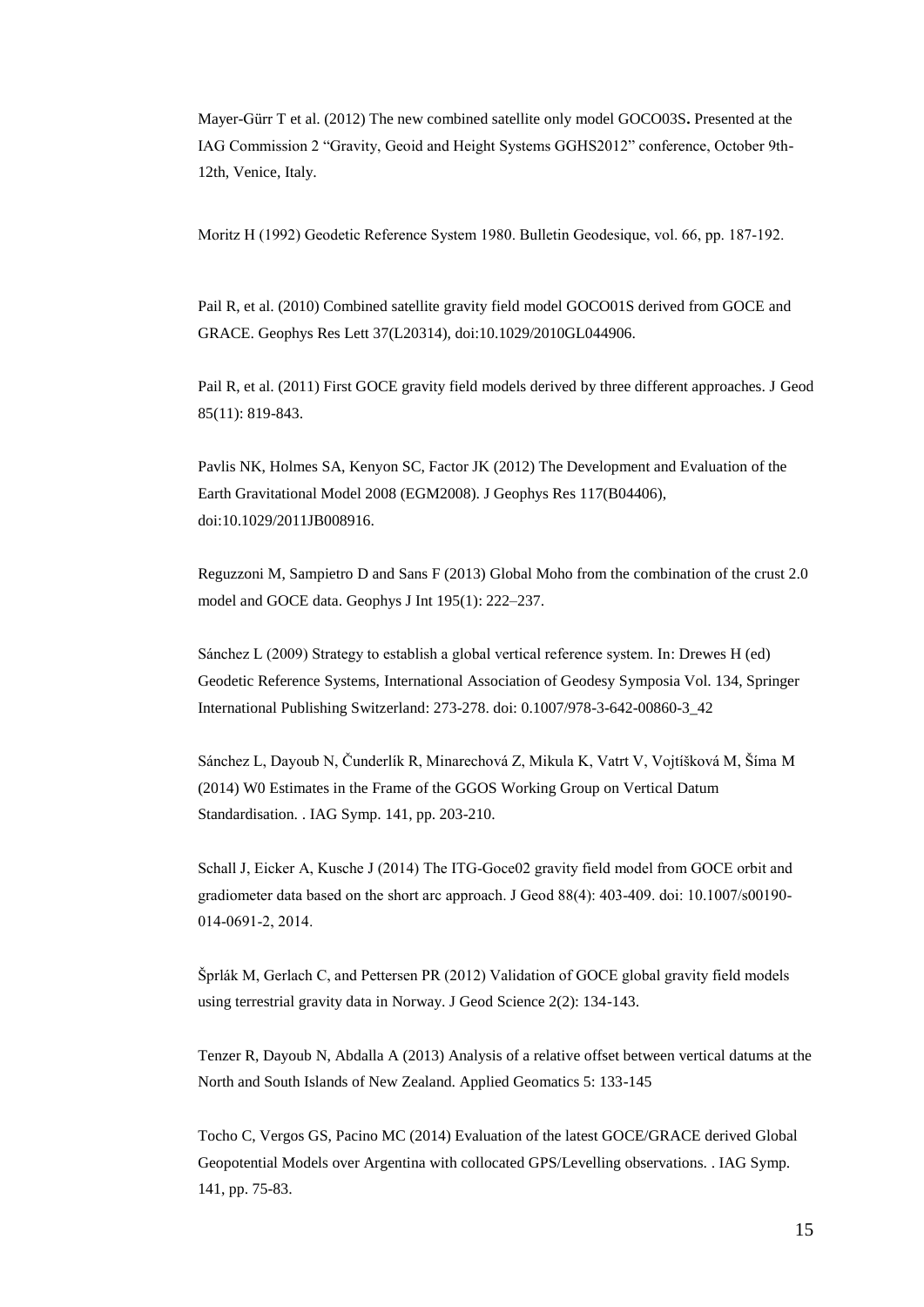Mayer-Gürr T et al. (2012) The new combined satellite only model GOCO03S**.** Presented at the IAG Commission 2 "Gravity, Geoid and Height Systems GGHS2012" conference, October 9th-12th, Venice, Italy.

Moritz H (1992) Geodetic Reference System 1980. Bulletin Geodesique, vol. 66, pp. 187-192.

Pail R, et al. (2010) Combined satellite gravity field model GOCO01S derived from GOCE and GRACE. Geophys Res Lett 37(L20314), doi:10.1029/2010GL044906.

Pail R, et al. (2011) First GOCE gravity field models derived by three different approaches. J Geod 85(11): 819-843.

Pavlis NK, Holmes SA, Kenyon SC, Factor JK (2012) The Development and Evaluation of the Earth Gravitational Model 2008 (EGM2008). J Geophys Res 117(B04406), doi:10.1029/2011JB008916.

Reguzzoni M, Sampietro D and Sans F (2013) Global Moho from the combination of the crust 2.0 model and GOCE data. Geophys J Int 195(1): 222–237.

Sánchez L (2009) Strategy to establish a global vertical reference system. In: Drewes H (ed) Geodetic Reference Systems, International Association of Geodesy Symposia Vol. 134, Springer International Publishing Switzerland: 273-278. doi: 0.1007/978-3-642-00860-3_42

Sánchez L, Dayoub N, Čunderlík R, Minarechová Z, Mikula K, Vatrt V, Vojtíšková M, Šíma M (2014) W0 Estimates in the Frame of the GGOS Working Group on Vertical Datum Standardisation. . IAG Symp. 141, pp. 203-210.

Schall J, Eicker A, Kusche J (2014) The ITG-Goce02 gravity field model from GOCE orbit and gradiometer data based on the short arc approach. J Geod 88(4): 403-409. doi: 10.1007/s00190-014-0691-2, 2014.

Šprlák M, Gerlach C, and Pettersen PR (2012) Validation of GOCE global gravity field models using terrestrial gravity data in Norway. J Geod Science 2(2): 134-143.

Tenzer R, Dayoub N, Abdalla A (2013) Analysis of a relative offset between vertical datums at the North and South Islands of New Zealand. Applied Geomatics 5: 133-145

Tocho C, Vergos GS, Pacino MC (2014) Evaluation of the latest GOCE/GRACE derived Global Geopotential Models over Argentina with collocated GPS/Levelling observations. . IAG Symp. 141, pp. 75-83.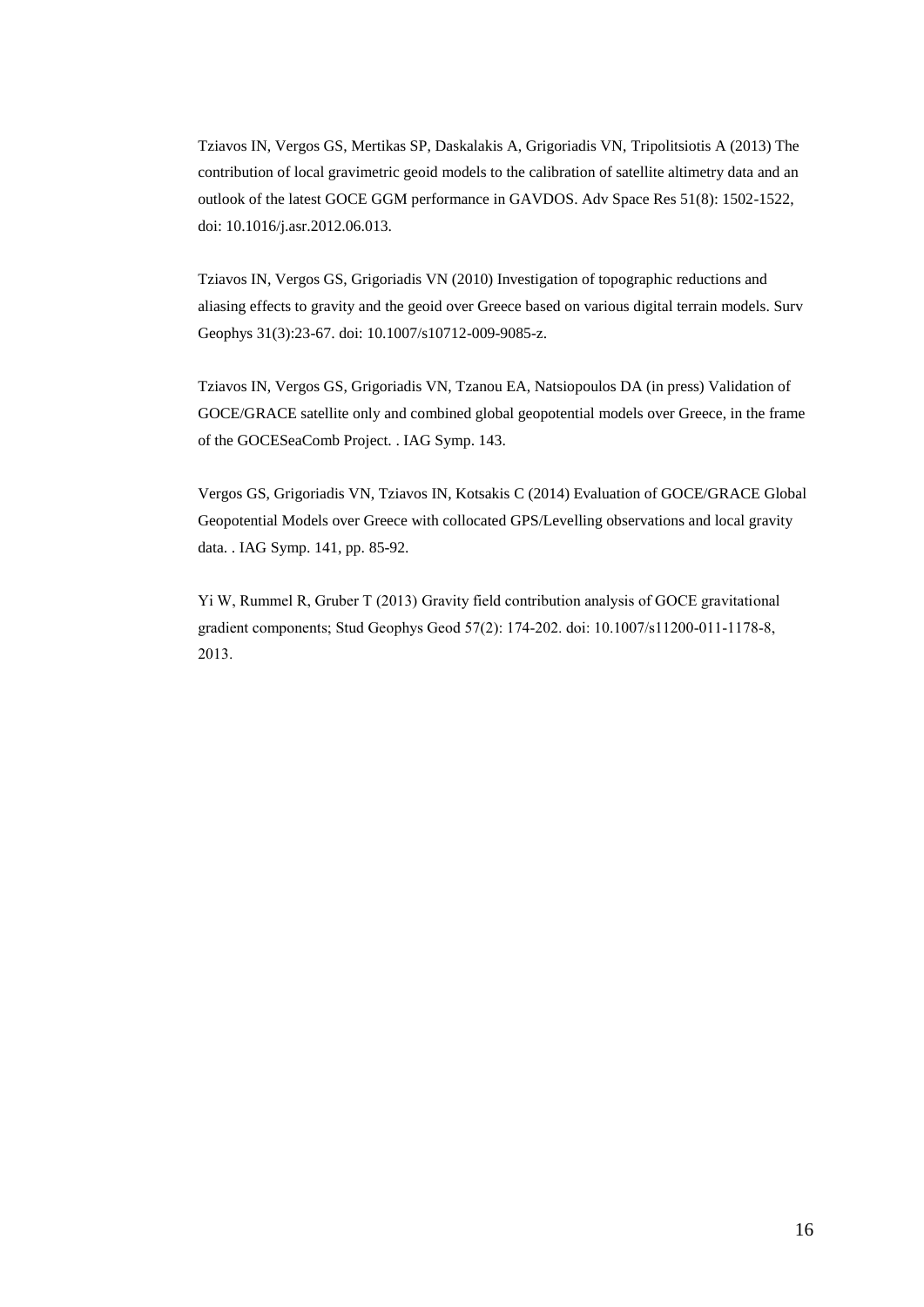Tziavos IN, Vergos GS, Mertikas SP, Daskalakis A, Grigoriadis VN, Tripolitsiotis A (2013) The contribution of local gravimetric geoid models to the calibration of satellite altimetry data and an outlook of the latest GOCE GGM performance in GAVDOS. Adv Space Res 51(8): 1502-1522, doi: 10.1016/j.asr.2012.06.013.

Tziavos IN, Vergos GS, Grigoriadis VN (2010) Investigation of topographic reductions and aliasing effects to gravity and the geoid over Greece based on various digital terrain models. Surv Geophys 31(3):23-67. doi: 10.1007/s10712-009-9085-z.

Tziavos IN, Vergos GS, Grigoriadis VN, Tzanou EA, Natsiopoulos DA (in press) Validation of GOCE/GRACE satellite only and combined global geopotential models over Greece, in the frame of the GOCESeaComb Project. . IAG Symp. 143.

Vergos GS, Grigoriadis VN, Tziavos IN, Kotsakis C (2014) Evaluation of GOCE/GRACE Global Geopotential Models over Greece with collocated GPS/Levelling observations and local gravity data. . IAG Symp. 141, pp. 85-92.

Yi W, Rummel R, Gruber T (2013) Gravity field contribution analysis of GOCE gravitational gradient components; Stud Geophys Geod 57(2): 174-202. doi: 10.1007/s11200-011-1178-8, 2013.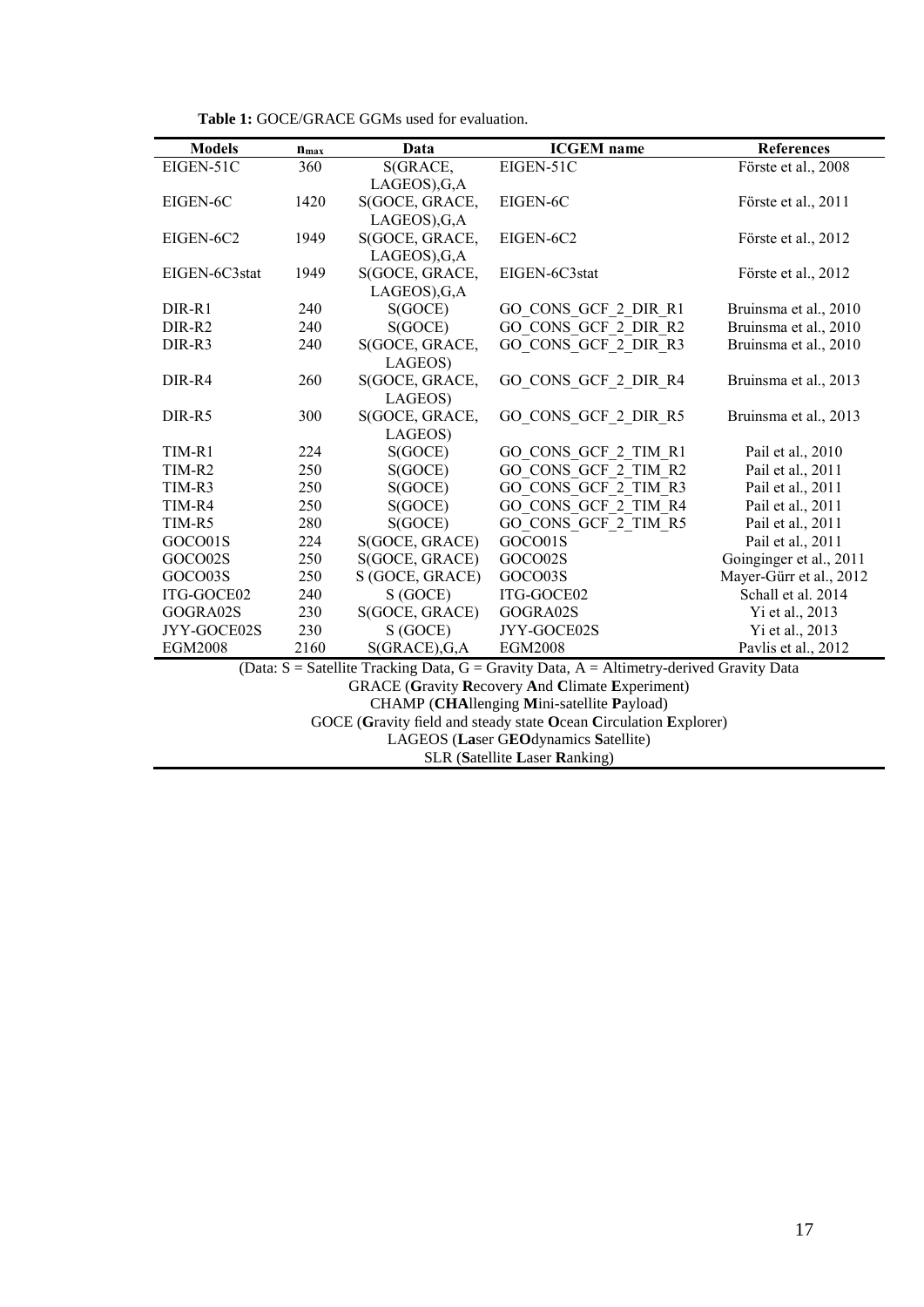**Table 1:** GOCE/GRACE GGMs used for evaluation.

| Models | $n_{max}$ | Data | ICGEM name | References |
|---|---|---|---|---|
| EIGEN-51C | 360 | S(GRACE, LAGEOS),G,A | EIGEN-51C | Förste et al., 2008 |
| EIGEN-6C | 1420 | S(GOCE, GRACE, LAGEOS),G,A | EIGEN-6C | Förste et al., 2011 |
| EIGEN-6C2 | 1949 | S(GOCE, GRACE, LAGEOS),G,A | EIGEN-6C2 | Förste et al., 2012 |
| EIGEN-6C3stat | 1949 | S(GOCE, GRACE, LAGEOS),G,A | EIGEN-6C3stat | Förste et al., 2012 |
| DIR-R1 | 240 | S(GOCE) | GO_CONS_GCF_2_DIR_R1 | Bruinsma et al., 2010 |
| DIR-R2 | 240 | S(GOCE) | GO_CONS_GCF_2_DIR_R2 | Bruinsma et al., 2010 |
| DIR-R3 | 240 | S(GOCE, GRACE, LAGEOS) | GO_CONS_GCF_2_DIR_R3 | Bruinsma et al., 2010 |
| DIR-R4 | 260 | S(GOCE, GRACE, LAGEOS) | GO_CONS_GCF_2_DIR_R4 | Bruinsma et al., 2013 |
| DIR-R5 | 300 | S(GOCE, GRACE, LAGEOS) | GO_CONS_GCF_2_DIR_R5 | Bruinsma et al., 2013 |
| TIM-R1 | 224 | S(GOCE) | GO_CONS_GCF_2_TIM_R1 | Pail et al., 2010 |
| TIM-R2 | 250 | S(GOCE) | GO_CONS_GCF_2_TIM_R2 | Pail et al., 2011 |
| TIM-R3 | 250 | S(GOCE) | GO_CONS_GCF_2_TIM_R3 | Pail et al., 2011 |
| TIM-R4 | 250 | S(GOCE) | GO_CONS_GCF_2_TIM_R4 | Pail et al., 2011 |
| TIM-R5 | 280 | S(GOCE) | GO_CONS_GCF_2_TIM_R5 | Pail et al., 2011 |
| GOCO01S | 224 | S(GOCE, GRACE) | GOCO01S | Pail et al., 2011 |
| GOCO02S | 250 | S(GOCE, GRACE) | GOCO02S | Goiginger et al., 2011 |
| GOCO03S | 250 | S (GOCE, GRACE) | GOCO03S | Mayer-Gürr et al., 2012 |
| ITG-GOCE02 | 240 | S (GOCE) | ITG-GOCE02 | Schall et al. 2014 |
| GOGRA02S | 230 | S(GOCE, GRACE) | GOGRA02S | Yi et al., 2013 |
| JYY-GOCE02S | 230 | S (GOCE) | JYY-GOCE02S | Yi et al., 2013 |
| EGM2008 | 2160 | S(GRACE),G,A | EGM2008 | Pavlis et al., 2012 |

(Data: S = Satellite Tracking Data, G = Gravity Data, A = Altimetry-derived Gravity Data
GRACE (**G**ravity **R**ecovery **A**nd **C**limate **E**xperiment)
CHAMP (**CHA**llenging **M**ini-satellite **P**ayload)
GOCE (**G**ravity field and steady state **O**cean **C**irculation **E**xplorer)
LAGEOS (**La**ser G**EO**dynamics **S**atellite)
SLR (**S**atellite **L**aser **R**anking)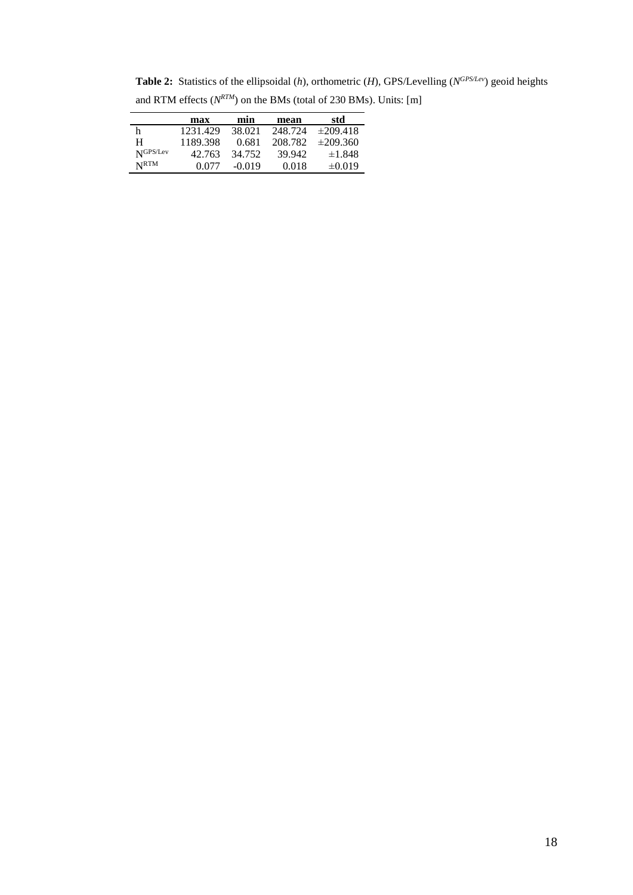**Table 2:** Statistics of the ellipsoidal (*h*), orthometric (*H*), GPS/Levelling ($N^{GPS/Lev}$) geoid heights and RTM effects ($N^{RTM}$) on the BMs (total of 230 BMs). Units: [m]

| | max | min | mean | std |
|---|---|---|---|---|
| h | 1231.429 | 38.021 | 248.724 | ±209.418 |
| H | 1189.398 | 0.681 | 208.782 | ±209.360 |
| $N^{GPS/Lev}$ | 42.763 | 34.752 | 39.942 | ±1.848 |
| $N^{RTM}$ | 0.077 | -0.019 | 0.018 | ±0.019 |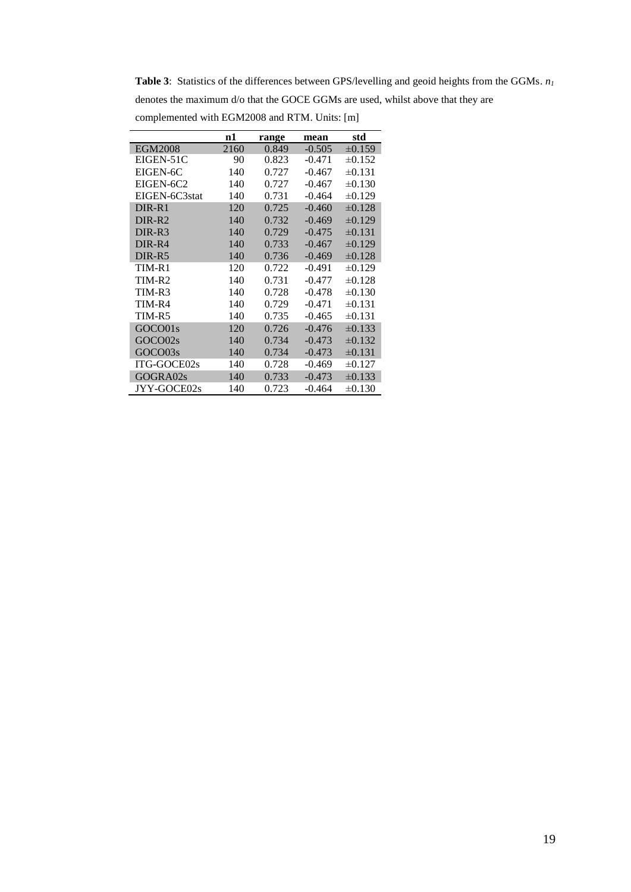**Table 3**: Statistics of the differences between GPS/levelling and geoid heights from the GGMs. $n_1$ denotes the maximum d/o that the GOCE GGMs are used, whilst above that they are complemented with EGM2008 and RTM. Units: [m]

| | n1 | range | mean | std |
|---|---|---|---|---|
| EGM2008 | 2160 | 0.849 | -0.505 | ±0.159 |
| EIGEN-51C | 90 | 0.823 | -0.471 | ±0.152 |
| EIGEN-6C | 140 | 0.727 | -0.467 | ±0.131 |
| EIGEN-6C2 | 140 | 0.727 | -0.467 | ±0.130 |
| EIGEN-6C3stat | 140 | 0.731 | -0.464 | ±0.129 |
| DIR-R1 | 120 | 0.725 | -0.460 | ±0.128 |
| DIR-R2 | 140 | 0.732 | -0.469 | ±0.129 |
| DIR-R3 | 140 | 0.729 | -0.475 | ±0.131 |
| DIR-R4 | 140 | 0.733 | -0.467 | ±0.129 |
| DIR-R5 | 140 | 0.736 | -0.469 | ±0.128 |
| TIM-R1 | 120 | 0.722 | -0.491 | ±0.129 |
| TIM-R2 | 140 | 0.731 | -0.477 | ±0.128 |
| TIM-R3 | 140 | 0.728 | -0.478 | ±0.130 |
| TIM-R4 | 140 | 0.729 | -0.471 | ±0.131 |
| TIM-R5 | 140 | 0.735 | -0.465 | ±0.131 |
| GOCO01s | 120 | 0.726 | -0.476 | ±0.133 |
| GOCO02s | 140 | 0.734 | -0.473 | ±0.132 |
| GOCO03s | 140 | 0.734 | -0.473 | ±0.131 |
| ITG-GOCE02s | 140 | 0.728 | -0.469 | ±0.127 |
| GOGRA02s | 140 | 0.733 | -0.473 | ±0.133 |
| JYY-GOCE02s | 140 | 0.723 | -0.464 | ±0.130 |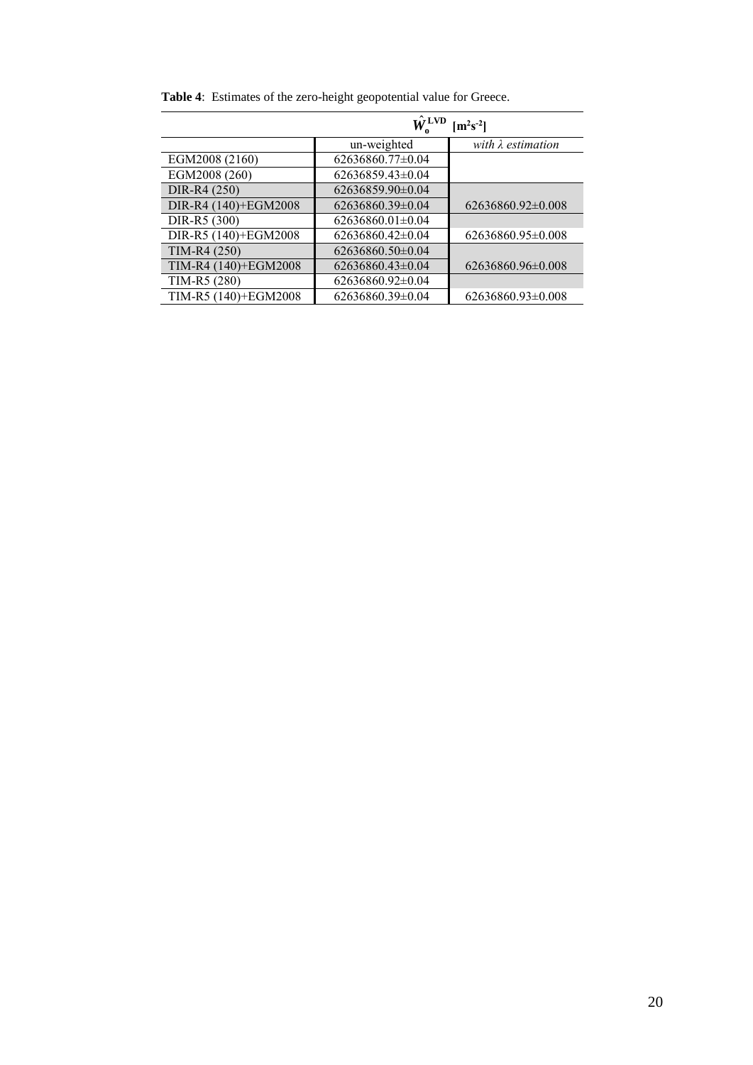**Table 4**: Estimates of the zero-height geopotential value for Greece.

| | $\hat{W}_0^{\mathrm{LVD}}$ [$m^2s^{-2}$] | |
|---|---|---|
| | un-weighted | *with λ estimation* |
| EGM2008 (2160) | 62636860.77±0.04 | |
| EGM2008 (260) | 62636859.43±0.04 | |
| DIR-R4 (250) | 62636859.90±0.04 | |
| DIR-R4 (140)+EGM2008 | 62636860.39±0.04 | 62636860.92±0.008 |
| DIR-R5 (300) | 62636860.01±0.04 | |
| DIR-R5 (140)+EGM2008 | 62636860.42±0.04 | 62636860.95±0.008 |
| TIM-R4 (250) | 62636860.50±0.04 | |
| TIM-R4 (140)+EGM2008 | 62636860.43±0.04 | 62636860.96±0.008 |
| TIM-R5 (280) | 62636860.92±0.04 | |
| TIM-R5 (140)+EGM2008 | 62636860.39±0.04 | 62636860.93±0.008 |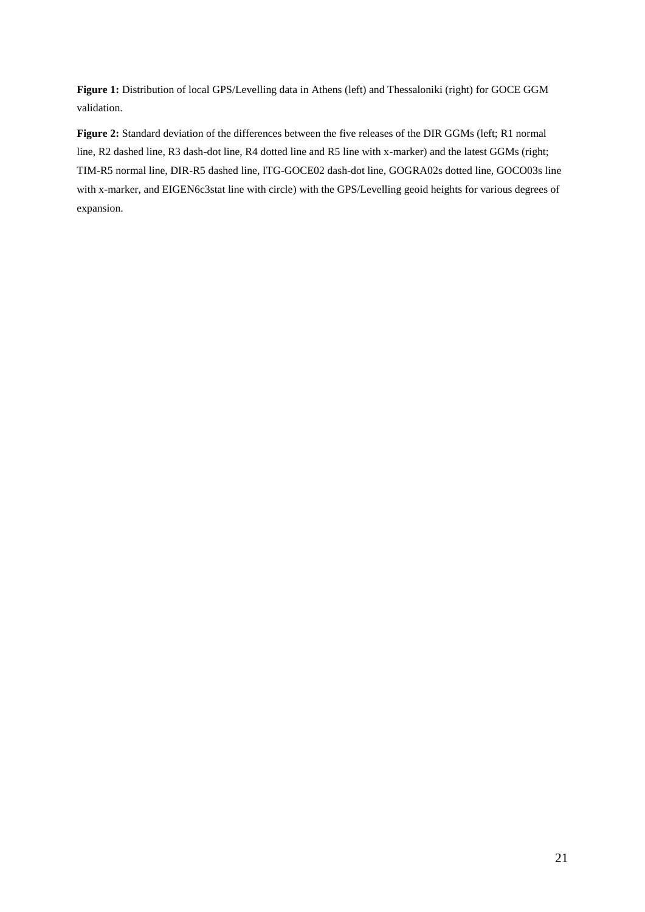**Figure 1:** Distribution of local GPS/Levelling data in Athens (left) and Thessaloniki (right) for GOCE GGM validation.

**Figure 2:** Standard deviation of the differences between the five releases of the DIR GGMs (left; R1 normal line, R2 dashed line, R3 dash-dot line, R4 dotted line and R5 line with x-marker) and the latest GGMs (right; TIM-R5 normal line, DIR-R5 dashed line, ITG-GOCE02 dash-dot line, GOGRA02s dotted line, GOCO03s line with x-marker, and EIGEN6c3stat line with circle) with the GPS/Levelling geoid heights for various degrees of expansion.